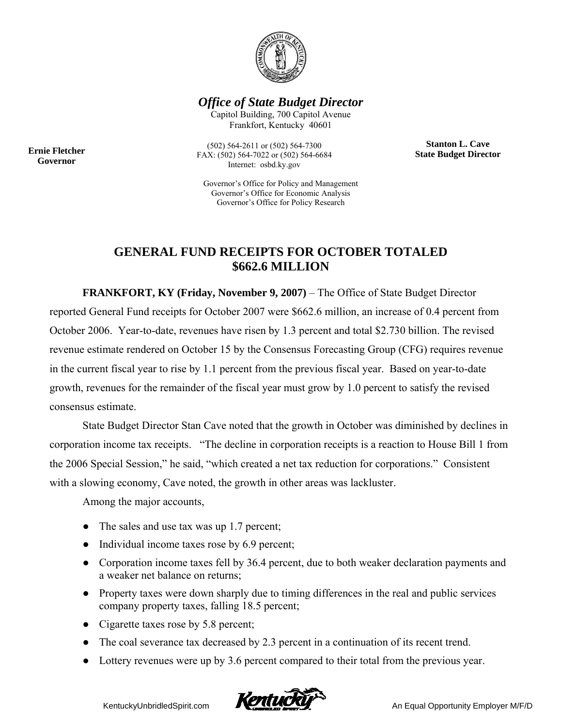***Office of State Budget Director***

Capitol Building, 700 Capitol Avenue
Frankfort, Kentucky 40601

(502) 564-2611 or (502) 564-7300
FAX: (502) 564-7022 or (502) 564-6684
Internet: osbd.ky.gov

**Ernie Fletcher**
**Governor**

**Stanton L. Cave**
**State Budget Director**

Governor's Office for Policy and Management
Governor's Office for Economic Analysis
Governor's Office for Policy Research

# GENERAL FUND RECEIPTS FOR OCTOBER TOTALED $662.6 MILLION

**FRANKFORT, KY (Friday, November 9, 2007)** – The Office of State Budget Director reported General Fund receipts for October 2007 were $662.6 million, an increase of 0.4 percent from October 2006. Year-to-date, revenues have risen by 1.3 percent and total $2.730 billion. The revised revenue estimate rendered on October 15 by the Consensus Forecasting Group (CFG) requires revenue in the current fiscal year to rise by 1.1 percent from the previous fiscal year. Based on year-to-date growth, revenues for the remainder of the fiscal year must grow by 1.0 percent to satisfy the revised consensus estimate.

State Budget Director Stan Cave noted that the growth in October was diminished by declines in corporation income tax receipts. "The decline in corporation receipts is a reaction to House Bill 1 from the 2006 Special Session," he said, "which created a net tax reduction for corporations." Consistent with a slowing economy, Cave noted, the growth in other areas was lackluster.

Among the major accounts,

- The sales and use tax was up 1.7 percent;
- Individual income taxes rose by 6.9 percent;
- Corporation income taxes fell by 36.4 percent, due to both weaker declaration payments and a weaker net balance on returns;
- Property taxes were down sharply due to timing differences in the real and public services company property taxes, falling 18.5 percent;
- Cigarette taxes rose by 5.8 percent;
- The coal severance tax decreased by 2.3 percent in a continuation of its recent trend.
- Lottery revenues were up by 3.6 percent compared to their total from the previous year.

KentuckyUnbridledSpirit.com

An Equal Opportunity Employer M/F/D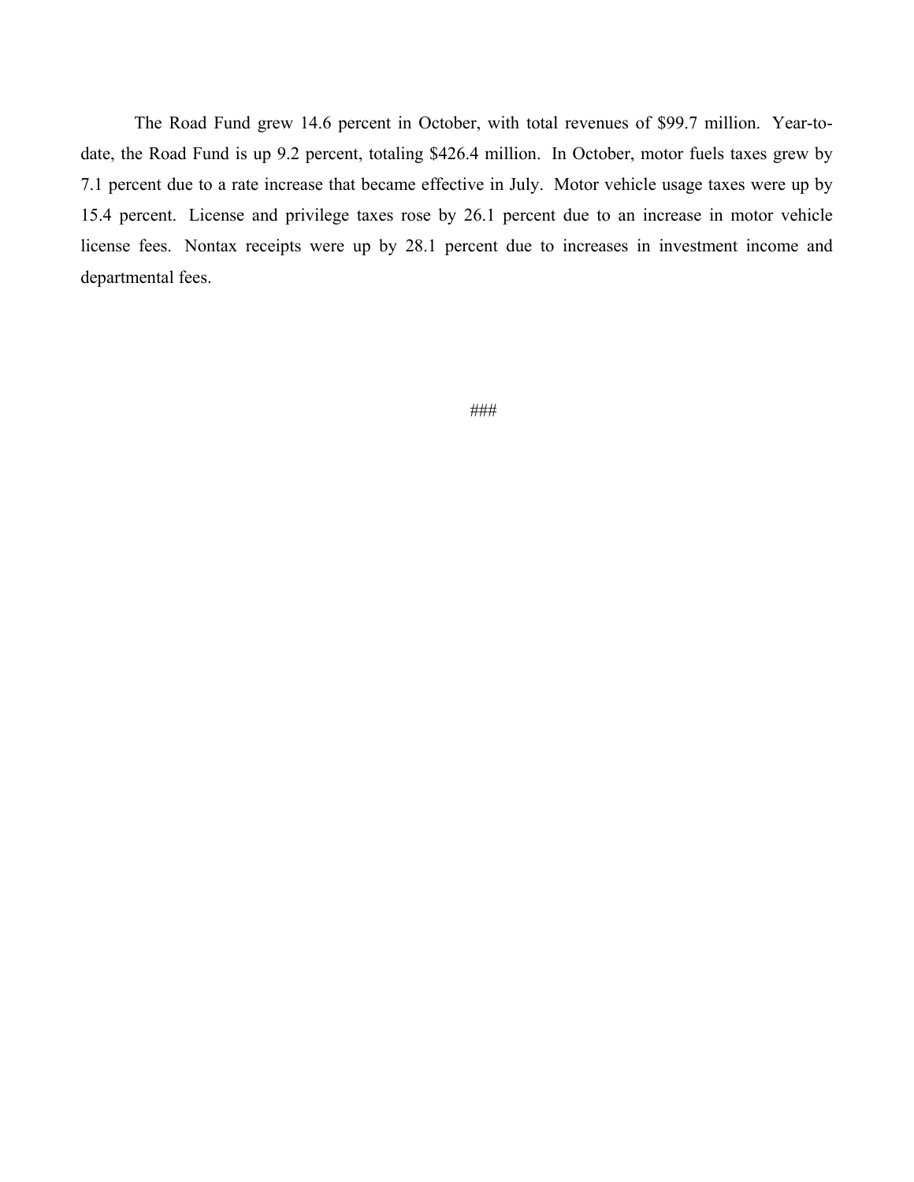The Road Fund grew 14.6 percent in October, with total revenues of $99.7 million. Year-to-date, the Road Fund is up 9.2 percent, totaling $426.4 million. In October, motor fuels taxes grew by 7.1 percent due to a rate increase that became effective in July. Motor vehicle usage taxes were up by 15.4 percent. License and privilege taxes rose by 26.1 percent due to an increase in motor vehicle license fees. Nontax receipts were up by 28.1 percent due to increases in investment income and departmental fees.

###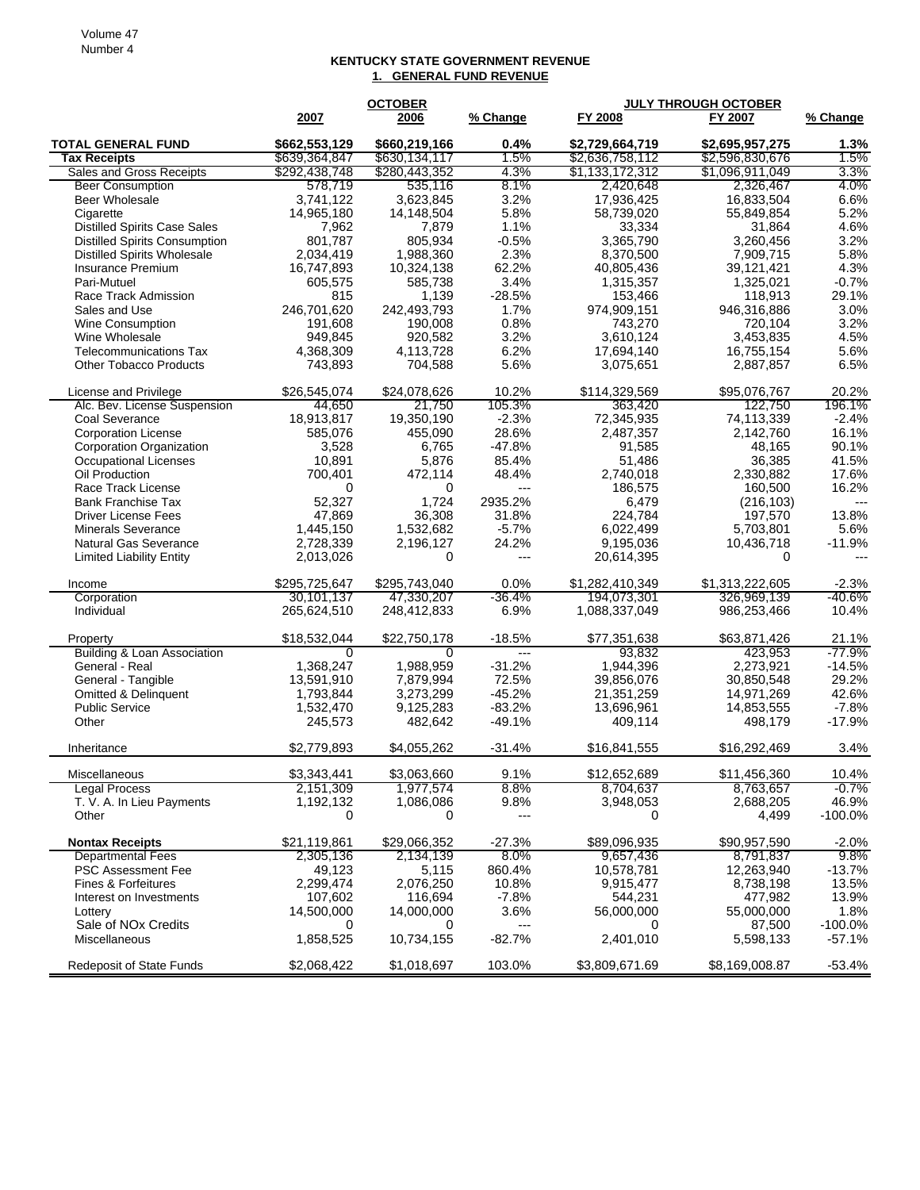## KENTUCKY STATE GOVERNMENT REVENUE

### 1. GENERAL FUND REVENUE

| | OCTOBER | | | JULY THROUGH OCTOBER | | |
|---|---|---|---|---|---|---|
| | 2007 | 2006 | % Change | FY 2008 | FY 2007 | % Change |
| **TOTAL GENERAL FUND** | **$662,553,129** | **$660,219,166** | **0.4%** | **$2,729,664,719** | **$2,695,957,275** | **1.3%** |
| **Tax Receipts** | $639,364,847 | $630,134,117 | 1.5% | $2,636,758,112 | $2,596,830,676 | 1.5% |
| Sales and Gross Receipts | $292,438,748 | $280,443,352 | 4.3% | $1,133,172,312 | $1,096,911,049 | 3.3% |
| Beer Consumption | 578,719 | 535,116 | 8.1% | 2,420,648 | 2,326,467 | 4.0% |
| Beer Wholesale | 3,741,122 | 3,623,845 | 3.2% | 17,936,425 | 16,833,504 | 6.6% |
| Cigarette | 14,965,180 | 14,148,504 | 5.8% | 58,739,020 | 55,849,854 | 5.2% |
| Distilled Spirits Case Sales | 7,962 | 7,879 | 1.1% | 33,334 | 31,864 | 4.6% |
| Distilled Spirits Consumption | 801,787 | 805,934 | -0.5% | 3,365,790 | 3,260,456 | 3.2% |
| Distilled Spirits Wholesale | 2,034,419 | 1,988,360 | 2.3% | 8,370,500 | 7,909,715 | 5.8% |
| Insurance Premium | 16,747,893 | 10,324,138 | 62.2% | 40,805,436 | 39,121,421 | 4.3% |
| Pari-Mutuel | 605,575 | 585,738 | 3.4% | 1,315,357 | 1,325,021 | -0.7% |
| Race Track Admission | 815 | 1,139 | -28.5% | 153,466 | 118,913 | 29.1% |
| Sales and Use | 246,701,620 | 242,493,793 | 1.7% | 974,909,151 | 946,316,886 | 3.0% |
| Wine Consumption | 191,608 | 190,008 | 0.8% | 743,270 | 720,104 | 3.2% |
| Wine Wholesale | 949,845 | 920,582 | 3.2% | 3,610,124 | 3,453,835 | 4.5% |
| Telecommunications Tax | 4,368,309 | 4,113,728 | 6.2% | 17,694,140 | 16,755,154 | 5.6% |
| Other Tobacco Products | 743,893 | 704,588 | 5.6% | 3,075,651 | 2,887,857 | 6.5% |
| License and Privilege | $26,545,074 | $24,078,626 | 10.2% | $114,329,569 | $95,076,767 | 20.2% |
| Alc. Bev. License Suspension | 44,650 | 21,750 | 105.3% | 363,420 | 122,750 | 196.1% |
| Coal Severance | 18,913,817 | 19,350,190 | -2.3% | 72,345,935 | 74,113,339 | -2.4% |
| Corporation License | 585,076 | 455,090 | 28.6% | 2,487,357 | 2,142,760 | 16.1% |
| Corporation Organization | 3,528 | 6,765 | -47.8% | 91,585 | 48,165 | 90.1% |
| Occupational Licenses | 10,891 | 5,876 | 85.4% | 51,486 | 36,385 | 41.5% |
| Oil Production | 700,401 | 472,114 | 48.4% | 2,740,018 | 2,330,882 | 17.6% |
| Race Track License | 0 | 0 | --- | 186,575 | 160,500 | 16.2% |
| Bank Franchise Tax | 52,327 | 1,724 | 2935.2% | 6,479 | (216,103) | --- |
| Driver License Fees | 47,869 | 36,308 | 31.8% | 224,784 | 197,570 | 13.8% |
| Minerals Severance | 1,445,150 | 1,532,682 | -5.7% | 6,022,499 | 5,703,801 | 5.6% |
| Natural Gas Severance | 2,728,339 | 2,196,127 | 24.2% | 9,195,036 | 10,436,718 | -11.9% |
| Limited Liability Entity | 2,013,026 | 0 | --- | 20,614,395 | 0 | --- |
| Income | $295,725,647 | $295,743,040 | 0.0% | $1,282,410,349 | $1,313,222,605 | -2.3% |
| Corporation | 30,101,137 | 47,330,207 | -36.4% | 194,073,301 | 326,969,139 | -40.6% |
| Individual | 265,624,510 | 248,412,833 | 6.9% | 1,088,337,049 | 986,253,466 | 10.4% |
| Property | $18,532,044 | $22,750,178 | -18.5% | $77,351,638 | $63,871,426 | 21.1% |
| Building & Loan Association | 0 | 0 | --- | 93,832 | 423,953 | -77.9% |
| General - Real | 1,368,247 | 1,988,959 | -31.2% | 1,944,396 | 2,273,921 | -14.5% |
| General - Tangible | 13,591,910 | 7,879,994 | 72.5% | 39,856,076 | 30,850,548 | 29.2% |
| Omitted & Delinquent | 1,793,844 | 3,273,299 | -45.2% | 21,351,259 | 14,971,269 | 42.6% |
| Public Service | 1,532,470 | 9,125,283 | -83.2% | 13,696,961 | 14,853,555 | -7.8% |
| Other | 245,573 | 482,642 | -49.1% | 409,114 | 498,179 | -17.9% |
| Inheritance | $2,779,893 | $4,055,262 | -31.4% | $16,841,555 | $16,292,469 | 3.4% |
| Miscellaneous | $3,343,441 | $3,063,660 | 9.1% | $12,652,689 | $11,456,360 | 10.4% |
| Legal Process | 2,151,309 | 1,977,574 | 8.8% | 8,704,637 | 8,763,657 | -0.7% |
| T. V. A. In Lieu Payments | 1,192,132 | 1,086,086 | 9.8% | 3,948,053 | 2,688,205 | 46.9% |
| Other | 0 | 0 | --- | 0 | 4,499 | -100.0% |
| **Nontax Receipts** | $21,119,861 | $29,066,352 | -27.3% | $89,096,935 | $90,957,590 | -2.0% |
| Departmental Fees | 2,305,136 | 2,134,139 | 8.0% | 9,657,436 | 8,791,837 | 9.8% |
| PSC Assessment Fee | 49,123 | 5,115 | 860.4% | 10,578,781 | 12,263,940 | -13.7% |
| Fines & Forfeitures | 2,299,474 | 2,076,250 | 10.8% | 9,915,477 | 8,738,198 | 13.5% |
| Interest on Investments | 107,602 | 116,694 | -7.8% | 544,231 | 477,982 | 13.9% |
| Lottery | 14,500,000 | 14,000,000 | 3.6% | 56,000,000 | 55,000,000 | 1.8% |
| Sale of NOx Credits | 0 | 0 | --- | 0 | 87,500 | -100.0% |
| Miscellaneous | 1,858,525 | 10,734,155 | -82.7% | 2,401,010 | 5,598,133 | -57.1% |
| Redeposit of State Funds | $2,068,422 | $1,018,697 | 103.0% | $3,809,671.69 | $8,169,008.87 | -53.4% |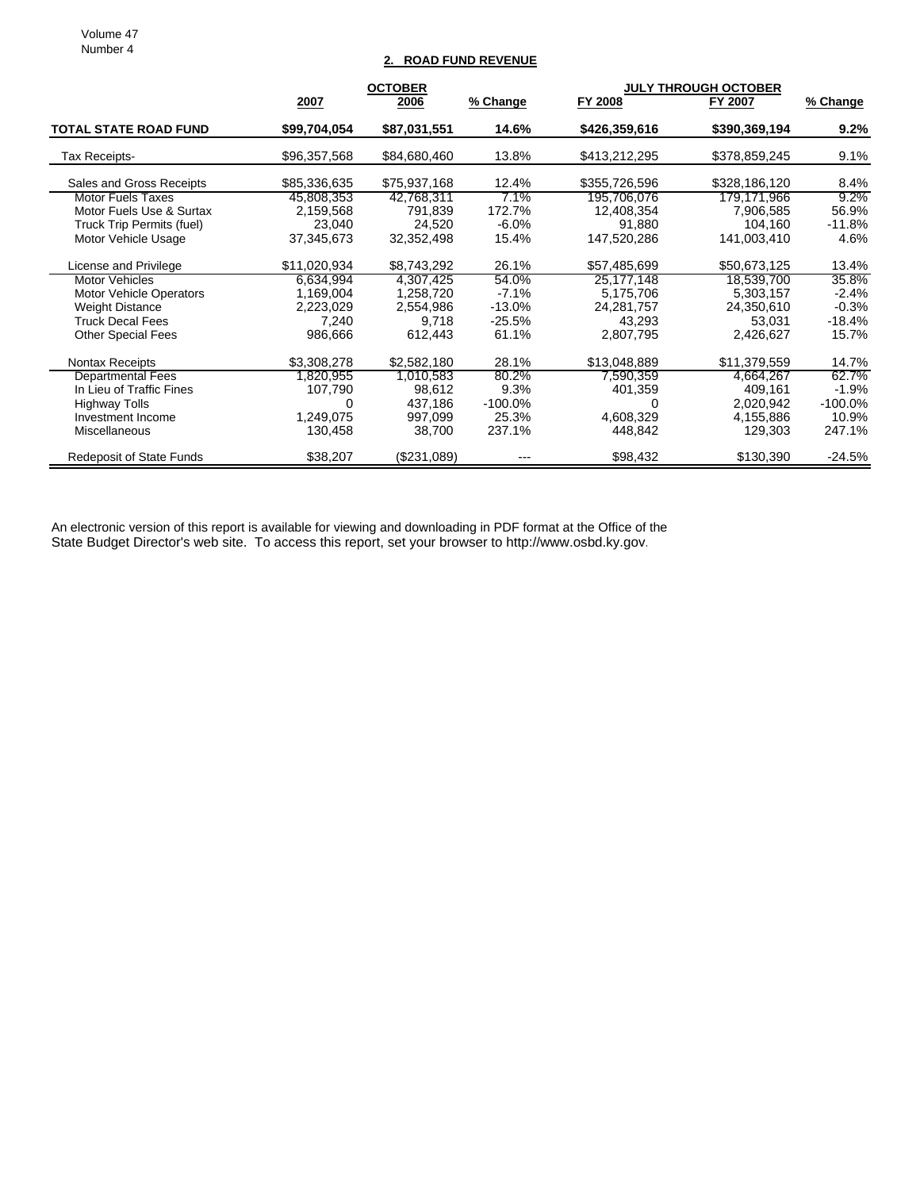## 2. ROAD FUND REVENUE

| | OCTOBER | | | JULY THROUGH OCTOBER | | |
|---|---|---|---|---|---|---|
| | 2007 | 2006 | % Change | FY 2008 | FY 2007 | % Change |
| **TOTAL STATE ROAD FUND** | **$99,704,054** | **$87,031,551** | **14.6%** | **$426,359,616** | **$390,369,194** | **9.2%** |
| Tax Receipts- | $96,357,568 | $84,680,460 | 13.8% | $413,212,295 | $378,859,245 | 9.1% |
| Sales and Gross Receipts | $85,336,635 | $75,937,168 | 12.4% | $355,726,596 | $328,186,120 | 8.4% |
| Motor Fuels Taxes | 45,808,353 | 42,768,311 | 7.1% | 195,706,076 | 179,171,966 | 9.2% |
| Motor Fuels Use & Surtax | 2,159,568 | 791,839 | 172.7% | 12,408,354 | 7,906,585 | 56.9% |
| Truck Trip Permits (fuel) | 23,040 | 24,520 | -6.0% | 91,880 | 104,160 | -11.8% |
| Motor Vehicle Usage | 37,345,673 | 32,352,498 | 15.4% | 147,520,286 | 141,003,410 | 4.6% |
| License and Privilege | $11,020,934 | $8,743,292 | 26.1% | $57,485,699 | $50,673,125 | 13.4% |
| Motor Vehicles | 6,634,994 | 4,307,425 | 54.0% | 25,177,148 | 18,539,700 | 35.8% |
| Motor Vehicle Operators | 1,169,004 | 1,258,720 | -7.1% | 5,175,706 | 5,303,157 | -2.4% |
| Weight Distance | 2,223,029 | 2,554,986 | -13.0% | 24,281,757 | 24,350,610 | -0.3% |
| Truck Decal Fees | 7,240 | 9,718 | -25.5% | 43,293 | 53,031 | -18.4% |
| Other Special Fees | 986,666 | 612,443 | 61.1% | 2,807,795 | 2,426,627 | 15.7% |
| Nontax Receipts | $3,308,278 | $2,582,180 | 28.1% | $13,048,889 | $11,379,559 | 14.7% |
| Departmental Fees | 1,820,955 | 1,010,583 | 80.2% | 7,590,359 | 4,664,267 | 62.7% |
| In Lieu of Traffic Fines | 107,790 | 98,612 | 9.3% | 401,359 | 409,161 | -1.9% |
| Highway Tolls | 0 | 437,186 | -100.0% | 0 | 2,020,942 | -100.0% |
| Investment Income | 1,249,075 | 997,099 | 25.3% | 4,608,329 | 4,155,886 | 10.9% |
| Miscellaneous | 130,458 | 38,700 | 237.1% | 448,842 | 129,303 | 247.1% |
| Redeposit of State Funds | $38,207 | ($231,089) | --- | $98,432 | $130,390 | -24.5% |

An electronic version of this report is available for viewing and downloading in PDF format at the Office of the State Budget Director's web site. To access this report, set your browser to http://www.osbd.ky.gov.